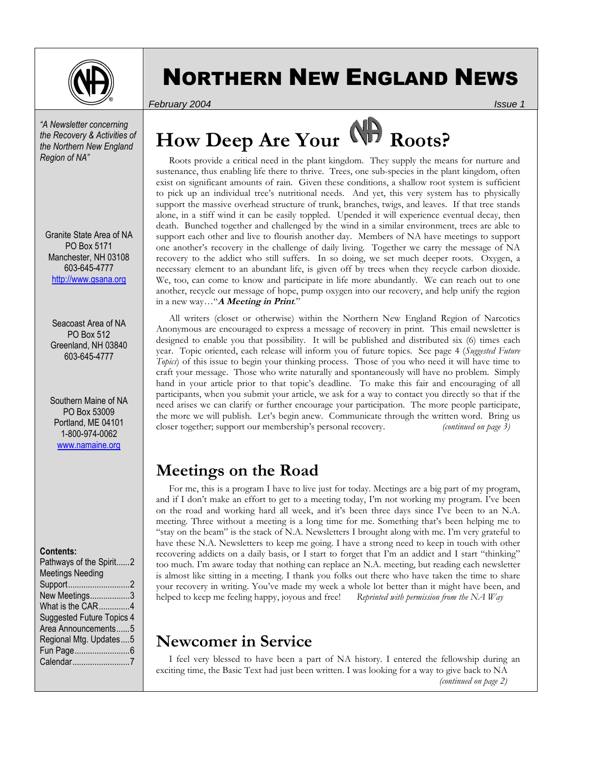# NORTHERN NEW ENGLAND NEWS

*February 2004* — *Issue 1*

*"A Newsletter concerning the Recovery & Activities of the Northern New England Region of NA"*

Granite State Area of NA
PO Box 5171
Manchester, NH 03108
603-645-4777
http://www.gsana.org

Seacoast Area of NA
PO Box 512
Greenland, NH 03840
603-645-4777

Southern Maine of NA
PO Box 53009
Portland, ME 04101
1-800-974-0062
www.namaine.org

**Contents:**
- Pathways of the Spirit......2
- Meetings Needing Support............................2
- New Meetings..................3
- What is the CAR..............4
- Suggested Future Topics 4
- Area Announcements......5
- Regional Mtg. Updates....5
- Fun Page.........................6
- Calendar..........................7

## How Deep Are Your NA Roots?

Roots provide a critical need in the plant kingdom. They supply the means for nurture and sustenance, thus enabling life there to thrive. Trees, one sub-species in the plant kingdom, often exist on significant amounts of rain. Given these conditions, a shallow root system is sufficient to pick up an individual tree's nutritional needs. And yet, this very system has to physically support the massive overhead structure of trunk, branches, twigs, and leaves. If that tree stands alone, in a stiff wind it can be easily toppled. Upended it will experience eventual decay, then death. Bunched together and challenged by the wind in a similar environment, trees are able to support each other and live to flourish another day. Members of NA have meetings to support one another's recovery in the challenge of daily living. Together we carry the message of NA recovery to the addict who still suffers. In so doing, we set much deeper roots. Oxygen, a necessary element to an abundant life, is given off by trees when they recycle carbon dioxide. We, too, can come to know and participate in life more abundantly. We can reach out to one another, recycle our message of hope, pump oxygen into our recovery, and help unify the region in a new way…"***A Meeting in Print***."

All writers (closet or otherwise) within the Northern New England Region of Narcotics Anonymous are encouraged to express a message of recovery in print. This email newsletter is designed to enable you that possibility. It will be published and distributed six (6) times each year. Topic oriented, each release will inform you of future topics. See page 4 (*Suggested Future Topics*) of this issue to begin your thinking process. Those of you who need it will have time to craft your message. Those who write naturally and spontaneously will have no problem. Simply hand in your article prior to that topic's deadline. To make this fair and encouraging of all participants, when you submit your article, we ask for a way to contact you directly so that if the need arises we can clarify or further encourage your participation. The more people participate, the more we will publish. Let's begin anew. Communicate through the written word. Bring us closer together; support our membership's personal recovery. *(continued on page 3)*

## Meetings on the Road

For me, this is a program I have to live just for today. Meetings are a big part of my program, and if I don't make an effort to get to a meeting today, I'm not working my program. I've been on the road and working hard all week, and it's been three days since I've been to an N.A. meeting. Three without a meeting is a long time for me. Something that's been helping me to "stay on the beam" is the stack of N.A. Newsletters I brought along with me. I'm very grateful to have these N.A. Newsletters to keep me going. I have a strong need to keep in touch with other recovering addicts on a daily basis, or I start to forget that I'm an addict and I start "thinking" too much. I'm aware today that nothing can replace an N.A. meeting, but reading each newsletter is almost like sitting in a meeting. I thank you folks out there who have taken the time to share your recovery in writing. You've made my week a whole lot better than it might have been, and helped to keep me feeling happy, joyous and free! *Reprinted with permission from the NA Way*

## Newcomer in Service

I feel very blessed to have been a part of NA history. I entered the fellowship during an exciting time, the Basic Text had just been written. I was looking for a way to give back to NA *(continued on page 2)*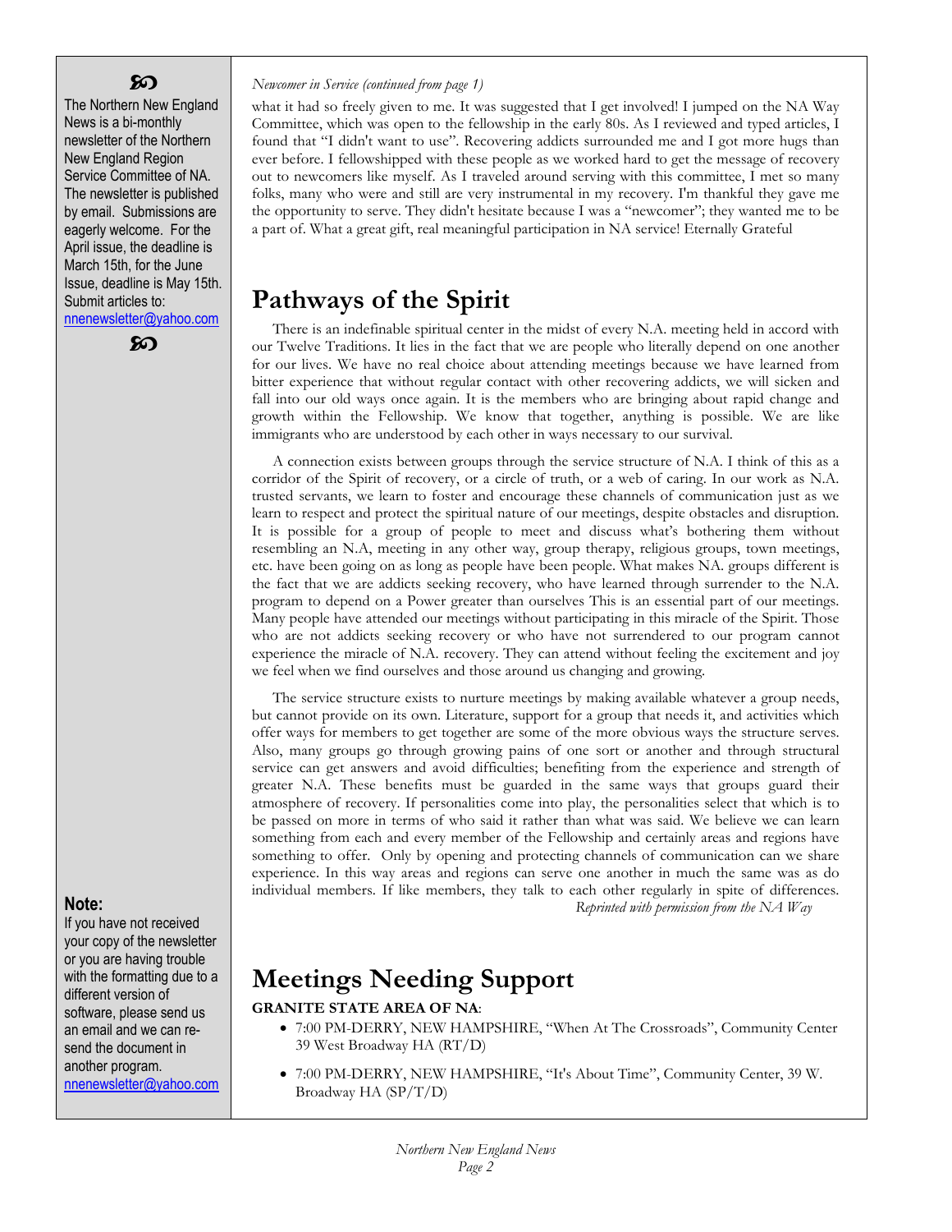*Newcomer in Service (continued from page 1)*

what it had so freely given to me. It was suggested that I get involved! I jumped on the NA Way Committee, which was open to the fellowship in the early 80s. As I reviewed and typed articles, I found that "I didn't want to use". Recovering addicts surrounded me and I got more hugs than ever before. I fellowshipped with these people as we worked hard to get the message of recovery out to newcomers like myself. As I traveled around serving with this committee, I met so many folks, many who were and still are very instrumental in my recovery. I'm thankful they gave me the opportunity to serve. They didn't hesitate because I was a "newcomer"; they wanted me to be a part of. What a great gift, real meaningful participation in NA service! Eternally Grateful

# Pathways of the Spirit

There is an indefinable spiritual center in the midst of every N.A. meeting held in accord with our Twelve Traditions. It lies in the fact that we are people who literally depend on one another for our lives. We have no real choice about attending meetings because we have learned from bitter experience that without regular contact with other recovering addicts, we will sicken and fall into our old ways once again. It is the members who are bringing about rapid change and growth within the Fellowship. We know that together, anything is possible. We are like immigrants who are understood by each other in ways necessary to our survival.

A connection exists between groups through the service structure of N.A. I think of this as a corridor of the Spirit of recovery, or a circle of truth, or a web of caring. In our work as N.A. trusted servants, we learn to foster and encourage these channels of communication just as we learn to respect and protect the spiritual nature of our meetings, despite obstacles and disruption. It is possible for a group of people to meet and discuss what's bothering them without resembling an N.A, meeting in any other way, group therapy, religious groups, town meetings, etc. have been going on as long as people have been people. What makes NA. groups different is the fact that we are addicts seeking recovery, who have learned through surrender to the N.A. program to depend on a Power greater than ourselves This is an essential part of our meetings. Many people have attended our meetings without participating in this miracle of the Spirit. Those who are not addicts seeking recovery or who have not surrendered to our program cannot experience the miracle of N.A. recovery. They can attend without feeling the excitement and joy we feel when we find ourselves and those around us changing and growing.

The service structure exists to nurture meetings by making available whatever a group needs, but cannot provide on its own. Literature, support for a group that needs it, and activities which offer ways for members to get together are some of the more obvious ways the structure serves. Also, many groups go through growing pains of one sort or another and through structural service can get answers and avoid difficulties; benefiting from the experience and strength of greater N.A. These benefits must be guarded in the same ways that groups guard their atmosphere of recovery. If personalities come into play, the personalities select that which is to be passed on more in terms of who said it rather than what was said. We believe we can learn something from each and every member of the Fellowship and certainly areas and regions have something to offer. Only by opening and protecting channels of communication can we share experience. In this way areas and regions can serve one another in much the same was as do individual members. If like members, they talk to each other regularly in spite of differences.

*Reprinted with permission from the NA Way*

# Meetings Needing Support

**GRANITE STATE AREA OF NA**:

- 7:00 PM-DERRY, NEW HAMPSHIRE, "When At The Crossroads", Community Center 39 West Broadway HA (RT/D)
- 7:00 PM-DERRY, NEW HAMPSHIRE, "It's About Time", Community Center, 39 W. Broadway HA (SP/T/D)

---

ꝏ

The Northern New England News is a bi-monthly newsletter of the Northern New England Region Service Committee of NA. The newsletter is published by email. Submissions are eagerly welcome. For the April issue, the deadline is March 15th, for the June Issue, deadline is May 15th. Submit articles to: nnenewsletter@yahoo.com

ꝏ

**Note:**

If you have not received your copy of the newsletter or you are having trouble with the formatting due to a different version of software, please send us an email and we can re-send the document in another program. nnenewsletter@yahoo.com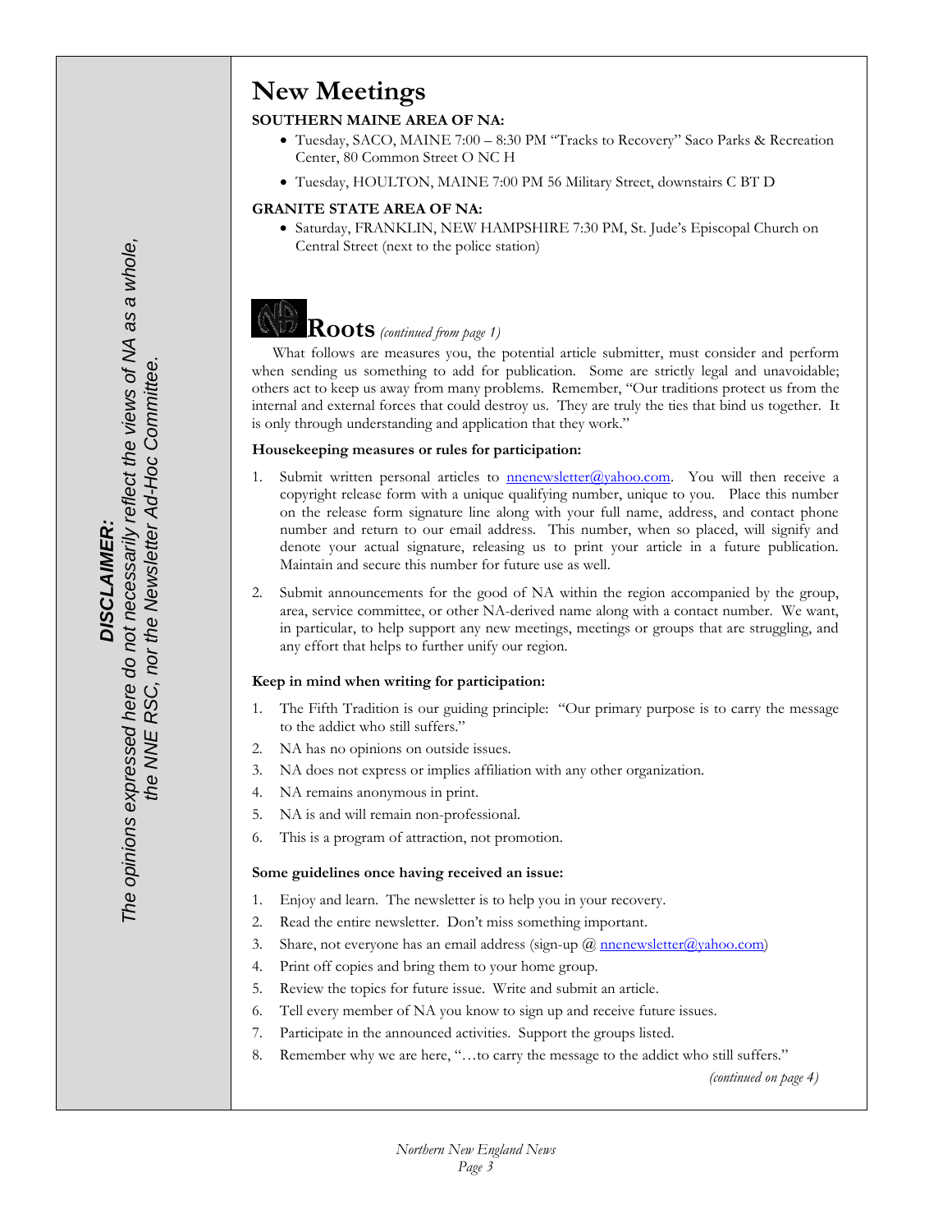**DISCLAIMER:**
*The opinions expressed here do not necessarily reflect the views of NA as a whole, the NNE RSC, nor the Newsletter Ad-Hoc Committee.*

# New Meetings

**SOUTHERN MAINE AREA OF NA:**

- Tuesday, SACO, MAINE 7:00 – 8:30 PM "Tracks to Recovery" Saco Parks & Recreation Center, 80 Common Street O NC H
- Tuesday, HOULTON, MAINE 7:00 PM 56 Military Street, downstairs C BT D

**GRANITE STATE AREA OF NA:**

- Saturday, FRANKLIN, NEW HAMPSHIRE 7:30 PM, St. Jude's Episcopal Church on Central Street (next to the police station)

# Roots *(continued from page 1)*

What follows are measures you, the potential article submitter, must consider and perform when sending us something to add for publication. Some are strictly legal and unavoidable; others act to keep us away from many problems. Remember, "Our traditions protect us from the internal and external forces that could destroy us. They are truly the ties that bind us together. It is only through understanding and application that they work."

**Housekeeping measures or rules for participation:**

1. Submit written personal articles to nnenewsletter@yahoo.com. You will then receive a copyright release form with a unique qualifying number, unique to you. Place this number on the release form signature line along with your full name, address, and contact phone number and return to our email address. This number, when so placed, will signify and denote your actual signature, releasing us to print your article in a future publication. Maintain and secure this number for future use as well.
2. Submit announcements for the good of NA within the region accompanied by the group, area, service committee, or other NA-derived name along with a contact number. We want, in particular, to help support any new meetings, meetings or groups that are struggling, and any effort that helps to further unify our region.

**Keep in mind when writing for participation:**

1. The Fifth Tradition is our guiding principle: "Our primary purpose is to carry the message to the addict who still suffers."
2. NA has no opinions on outside issues.
3. NA does not express or implies affiliation with any other organization.
4. NA remains anonymous in print.
5. NA is and will remain non-professional.
6. This is a program of attraction, not promotion.

**Some guidelines once having received an issue:**

1. Enjoy and learn. The newsletter is to help you in your recovery.
2. Read the entire newsletter. Don't miss something important.
3. Share, not everyone has an email address (sign-up @ nnenewsletter@yahoo.com)
4. Print off copies and bring them to your home group.
5. Review the topics for future issue. Write and submit an article.
6. Tell every member of NA you know to sign up and receive future issues.
7. Participate in the announced activities. Support the groups listed.
8. Remember why we are here, "…to carry the message to the addict who still suffers."

*(continued on page 4)*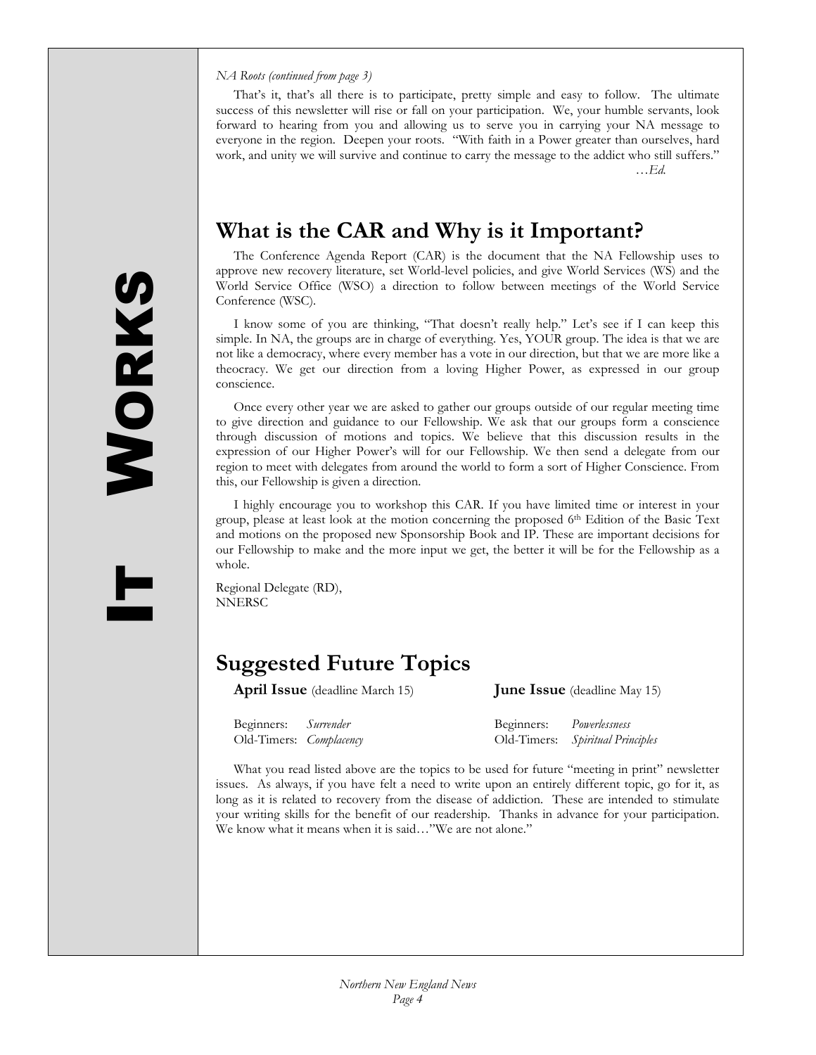*NA Roots (continued from page 3)*

That's it, that's all there is to participate, pretty simple and easy to follow. The ultimate success of this newsletter will rise or fall on your participation. We, your humble servants, look forward to hearing from you and allowing us to serve you in carrying your NA message to everyone in the region. Deepen your roots. "With faith in a Power greater than ourselves, hard work, and unity we will survive and continue to carry the message to the addict who still suffers."

…*Ed.*

## What is the CAR and Why is it Important?

The Conference Agenda Report (CAR) is the document that the NA Fellowship uses to approve new recovery literature, set World-level policies, and give World Services (WS) and the World Service Office (WSO) a direction to follow between meetings of the World Service Conference (WSC).

I know some of you are thinking, "That doesn't really help." Let's see if I can keep this simple. In NA, the groups are in charge of everything. Yes, YOUR group. The idea is that we are not like a democracy, where every member has a vote in our direction, but that we are more like a theocracy. We get our direction from a loving Higher Power, as expressed in our group conscience.

Once every other year we are asked to gather our groups outside of our regular meeting time to give direction and guidance to our Fellowship. We ask that our groups form a conscience through discussion of motions and topics. We believe that this discussion results in the expression of our Higher Power's will for our Fellowship. We then send a delegate from our region to meet with delegates from around the world to form a sort of Higher Conscience. From this, our Fellowship is given a direction.

I highly encourage you to workshop this CAR. If you have limited time or interest in your group, please at least look at the motion concerning the proposed 6th Edition of the Basic Text and motions on the proposed new Sponsorship Book and IP. These are important decisions for our Fellowship to make and the more input we get, the better it will be for the Fellowship as a whole.

Regional Delegate (RD),
NNERSC

## Suggested Future Topics

**April Issue** (deadline March 15)

Beginners: *Surrender*
Old-Timers: *Complacency*

**June Issue** (deadline May 15)

Beginners: *Powerlessness*
Old-Timers: *Spiritual Principles*

What you read listed above are the topics to be used for future "meeting in print" newsletter issues. As always, if you have felt a need to write upon an entirely different topic, go for it, as long as it is related to recovery from the disease of addiction. These are intended to stimulate your writing skills for the benefit of our readership. Thanks in advance for your participation. We know what it means when it is said…"We are not alone."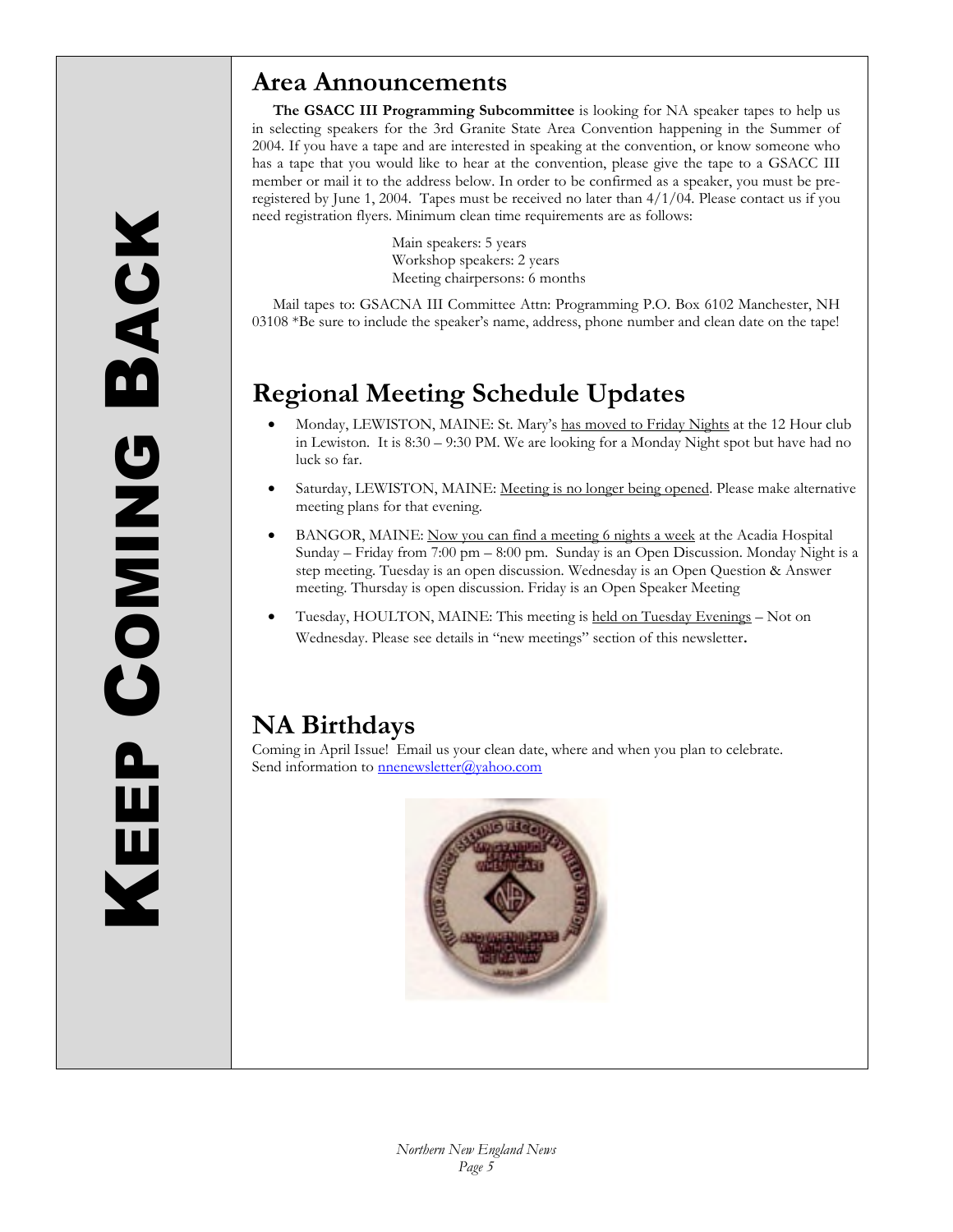# KEEP COMING BACK

## Area Announcements

**The GSACC III Programming Subcommittee** is looking for NA speaker tapes to help us in selecting speakers for the 3rd Granite State Area Convention happening in the Summer of 2004. If you have a tape and are interested in speaking at the convention, or know someone who has a tape that you would like to hear at the convention, please give the tape to a GSACC III member or mail it to the address below. In order to be confirmed as a speaker, you must be pre-registered by June 1, 2004. Tapes must be received no later than 4/1/04. Please contact us if you need registration flyers. Minimum clean time requirements are as follows:

Main speakers: 5 years
Workshop speakers: 2 years
Meeting chairpersons: 6 months

Mail tapes to: GSACNA III Committee Attn: Programming P.O. Box 6102 Manchester, NH 03108 *Be sure to include the speaker's name, address, phone number and clean date on the tape!

## Regional Meeting Schedule Updates

- Monday, LEWISTON, MAINE: St. Mary's has moved to Friday Nights at the 12 Hour club in Lewiston. It is 8:30 – 9:30 PM. We are looking for a Monday Night spot but have had no luck so far.
- Saturday, LEWISTON, MAINE: Meeting is no longer being opened. Please make alternative meeting plans for that evening.
- BANGOR, MAINE: Now you can find a meeting 6 nights a week at the Acadia Hospital Sunday – Friday from 7:00 pm – 8:00 pm. Sunday is an Open Discussion. Monday Night is a step meeting. Tuesday is an open discussion. Wednesday is an Open Question & Answer meeting. Thursday is open discussion. Friday is an Open Speaker Meeting
- Tuesday, HOULTON, MAINE: This meeting is held on Tuesday Evenings – Not on Wednesday. Please see details in "new meetings" section of this newsletter.

## NA Birthdays

Coming in April Issue! Email us your clean date, where and when you plan to celebrate. Send information to nnenewsletter@yahoo.com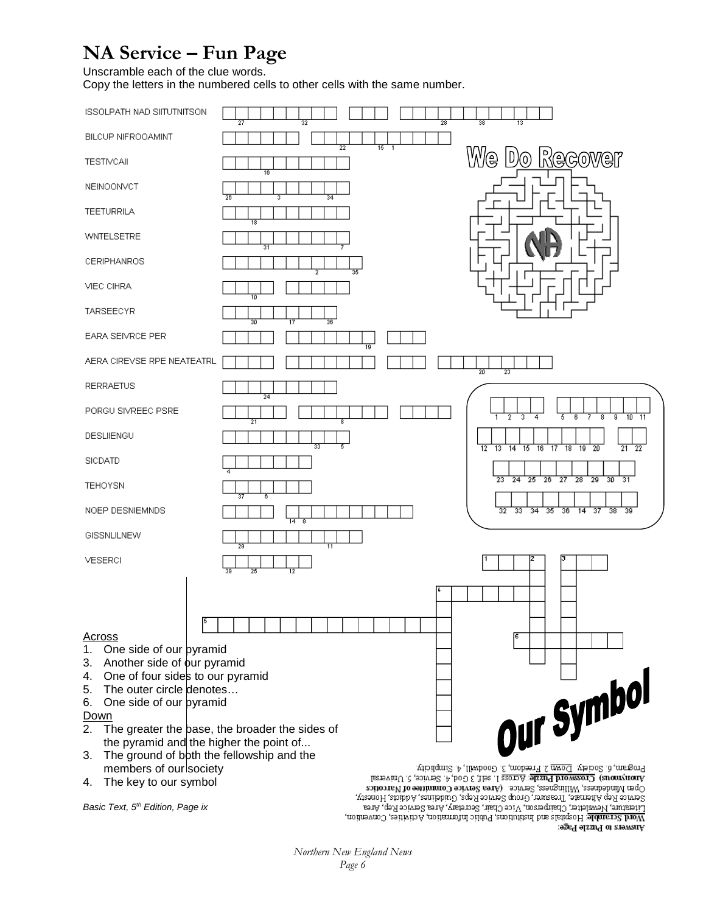# NA Service – Fun Page

Unscramble each of the clue words.
Copy the letters in the numbered cells to other cells with the same number.

ISSOLPATH NAD SIITUTNITSON

BILCUP NIFROOAMINT

TESTIVCAII

NEINOONVCT

TEETURRILA

WNTELSETRE

CERIPHANROS

VIEC CIHRA

TARSEECYR

EARA SEIVRCE PER

AERA CIREVSE RPE NEATEATRL

RERRAETUS

PORGU SIVREEC PSRE

DESLIIENGU

SICDATD

TEHOYSN

NOEP DESNIEMNDS

GISSNLILNEW

VESERCI

We Do Recover

## Our Symbol

Across
1. One side of our pyramid
3. Another side of our pyramid
4. One of four sides to our pyramid
5. The outer circle denotes…
6. One side of our pyramid

Down
2. The greater the base, the broader the sides of the pyramid and the higher the point of...
3. The ground of both the fellowship and the members of our society
4. The key to our symbol

*Basic Text, 5th Edition, Page ix*

**Answers to Puzzle Page:**
**Word Scramble**: Hospitals and Institutions, Public Information, Activities, Convention, Literature, Newsletter, Chairperson, Vice Chair, Secretary, Area Service Rep, Area Service Rep Alternate, Treasurer, Group Service Reps, Guidelines, Addicts, Honesty, Open Mindedness, Willingness, Service. **(Area Service Committee of Narcotics Anonymous) Crossword Puzzle** Across 1. self, 3 God, 4. Service, 5. Universal Program, 6. Society. Down 2. Freedom, 3. Goodwill, 4. Simplicity.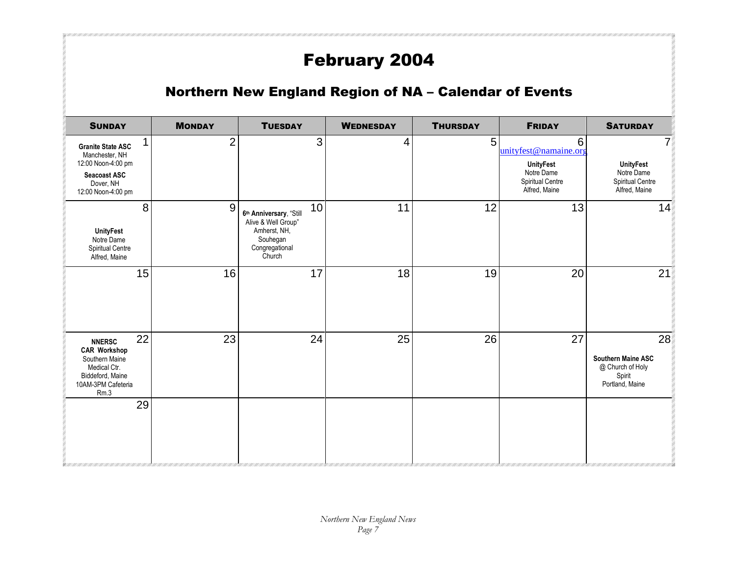# February 2004

## Northern New England Region of NA – Calendar of Events

| Sunday | Monday | Tuesday | Wednesday | Thursday | Friday | Saturday |
|---|---|---|---|---|---|---|
| 1 **Granite State ASC** Manchester, NH 12:00 Noon-4:00 pm **Seacoast ASC** Dover, NH 12:00 Noon-4:00 pm | 2 | 3 | 4 | 5 | 6 unityfest@namaine.org **UnityFest** Notre Dame Spiritual Centre Alfred, Maine | 7 **UnityFest** Notre Dame Spiritual Centre Alfred, Maine |
| 8 **UnityFest** Notre Dame Spiritual Centre Alfred, Maine | 9 | 10 **6th Anniversary**, "Still Alive & Well Group" Amherst, NH, Souhegan Congregational Church | 11 | 12 | 13 | 14 |
| 15 | 16 | 17 | 18 | 19 | 20 | 21 |
| 22 **NNERSC CAR Workshop** Southern Maine Medical Ctr. Biddeford, Maine 10AM-3PM Cafeteria Rm.3 | 23 | 24 | 25 | 26 | 27 | 28 **Southern Maine ASC** @ Church of Holy Spirit Portland, Maine |
| 29 | | | | | | |

*Northern New England News*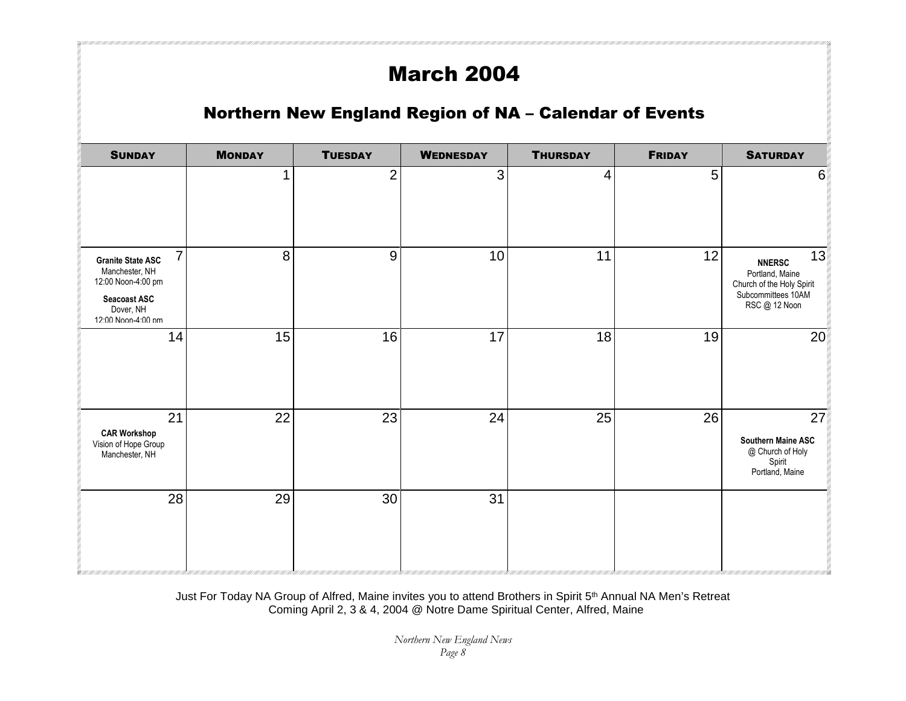# March 2004

## Northern New England Region of NA – Calendar of Events

| Sunday | Monday | Tuesday | Wednesday | Thursday | Friday | Saturday |
|---|---|---|---|---|---|---|
| | 1 | 2 | 3 | 4 | 5 | 6 |
| 7 **Granite State ASC** Manchester, NH 12:00 Noon-4:00 pm **Seacoast ASC** Dover, NH 12:00 Noon-4:00 pm | 8 | 9 | 10 | 11 | 12 | 13 **NNERSC** Portland, Maine Church of the Holy Spirit Subcommittees 10AM RSC @ 12 Noon |
| 14 | 15 | 16 | 17 | 18 | 19 | 20 |
| 21 **CAR Workshop** Vision of Hope Group Manchester, NH | 22 | 23 | 24 | 25 | 26 | 27 **Southern Maine ASC** @ Church of Holy Spirit Portland, Maine |
| 28 | 29 | 30 | 31 | | | |

Just For Today NA Group of Alfred, Maine invites you to attend Brothers in Spirit 5th Annual NA Men's Retreat
Coming April 2, 3 & 4, 2004 @ Notre Dame Spiritual Center, Alfred, Maine